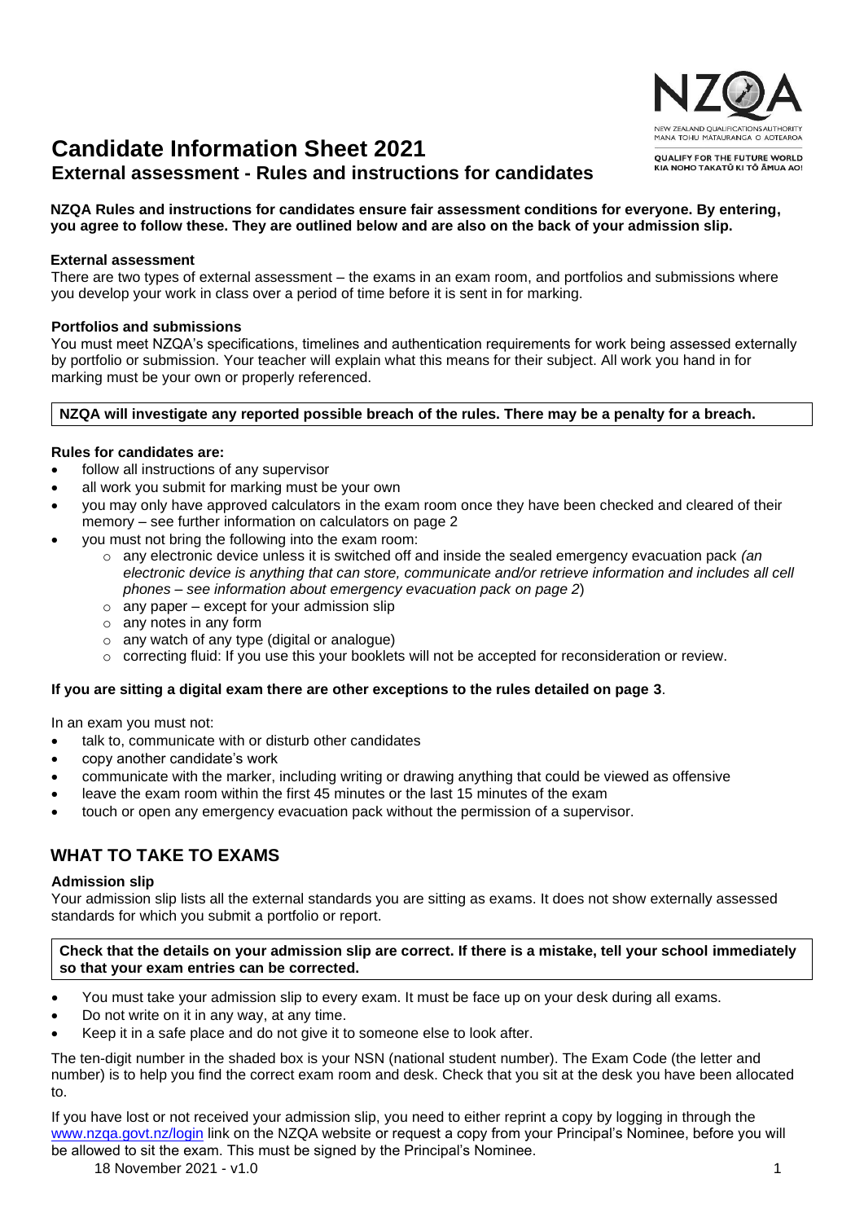# Candidate Information Sheet 2021

## External assessment - Rules and instructions for candidates

NEW ZEALAND QUALIFICATIONS AUTHORITY
MANA TOHU MĀTAURANGA O AOTEAROA

QUALIFY FOR THE FUTURE WORLD
KIA NOHO TAKATŪ KI TŌ ĀMUA AO!

**NZQA Rules and instructions for candidates ensure fair assessment conditions for everyone. By entering, you agree to follow these. They are outlined below and are also on the back of your admission slip.**

### External assessment

There are two types of external assessment – the exams in an exam room, and portfolios and submissions where you develop your work in class over a period of time before it is sent in for marking.

### Portfolios and submissions

You must meet NZQA's specifications, timelines and authentication requirements for work being assessed externally by portfolio or submission. Your teacher will explain what this means for their subject. All work you hand in for marking must be your own or properly referenced.

**NZQA will investigate any reported possible breach of the rules. There may be a penalty for a breach.**

### Rules for candidates are:

- follow all instructions of any supervisor
- all work you submit for marking must be your own
- you may only have approved calculators in the exam room once they have been checked and cleared of their memory – see further information on calculators on page 2
- you must not bring the following into the exam room:
  - any electronic device unless it is switched off and inside the sealed emergency evacuation pack *(an electronic device is anything that can store, communicate and/or retrieve information and includes all cell phones – see information about emergency evacuation pack on page 2)*
  - any paper – except for your admission slip
  - any notes in any form
  - any watch of any type (digital or analogue)
  - correcting fluid: If you use this your booklets will not be accepted for reconsideration or review.

**If you are sitting a digital exam there are other exceptions to the rules detailed on page 3**.

In an exam you must not:

- talk to, communicate with or disturb other candidates
- copy another candidate's work
- communicate with the marker, including writing or drawing anything that could be viewed as offensive
- leave the exam room within the first 45 minutes or the last 15 minutes of the exam
- touch or open any emergency evacuation pack without the permission of a supervisor.

## WHAT TO TAKE TO EXAMS

### Admission slip

Your admission slip lists all the external standards you are sitting as exams. It does not show externally assessed standards for which you submit a portfolio or report.

**Check that the details on your admission slip are correct. If there is a mistake, tell your school immediately so that your exam entries can be corrected.**

- You must take your admission slip to every exam. It must be face up on your desk during all exams.
- Do not write on it in any way, at any time.
- Keep it in a safe place and do not give it to someone else to look after.

The ten-digit number in the shaded box is your NSN (national student number). The Exam Code (the letter and number) is to help you find the correct exam room and desk. Check that you sit at the desk you have been allocated to.

If you have lost or not received your admission slip, you need to either reprint a copy by logging in through the www.nzqa.govt.nz/login link on the NZQA website or request a copy from your Principal's Nominee, before you will be allowed to sit the exam. This must be signed by the Principal's Nominee.

18 November 2021 - v1.0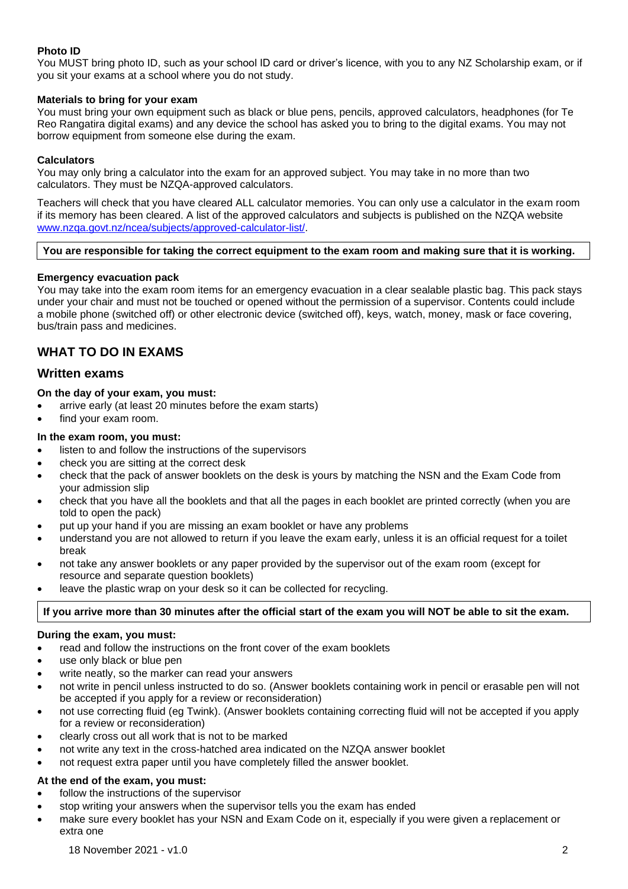**Photo ID**

You MUST bring photo ID, such as your school ID card or driver's licence, with you to any NZ Scholarship exam, or if you sit your exams at a school where you do not study.

**Materials to bring for your exam**

You must bring your own equipment such as black or blue pens, pencils, approved calculators, headphones (for Te Reo Rangatira digital exams) and any device the school has asked you to bring to the digital exams. You may not borrow equipment from someone else during the exam.

**Calculators**

You may only bring a calculator into the exam for an approved subject. You may take in no more than two calculators. They must be NZQA-approved calculators.

Teachers will check that you have cleared ALL calculator memories. You can only use a calculator in the exam room if its memory has been cleared. A list of the approved calculators and subjects is published on the NZQA website www.nzqa.govt.nz/ncea/subjects/approved-calculator-list/.

**You are responsible for taking the correct equipment to the exam room and making sure that it is working.**

**Emergency evacuation pack**

You may take into the exam room items for an emergency evacuation in a clear sealable plastic bag. This pack stays under your chair and must not be touched or opened without the permission of a supervisor. Contents could include a mobile phone (switched off) or other electronic device (switched off), keys, watch, money, mask or face covering, bus/train pass and medicines.

## WHAT TO DO IN EXAMS

### Written exams

**On the day of your exam, you must:**

- arrive early (at least 20 minutes before the exam starts)
- find your exam room.

**In the exam room, you must:**

- listen to and follow the instructions of the supervisors
- check you are sitting at the correct desk
- check that the pack of answer booklets on the desk is yours by matching the NSN and the Exam Code from your admission slip
- check that you have all the booklets and that all the pages in each booklet are printed correctly (when you are told to open the pack)
- put up your hand if you are missing an exam booklet or have any problems
- understand you are not allowed to return if you leave the exam early, unless it is an official request for a toilet break
- not take any answer booklets or any paper provided by the supervisor out of the exam room (except for resource and separate question booklets)
- leave the plastic wrap on your desk so it can be collected for recycling.

**If you arrive more than 30 minutes after the official start of the exam you will NOT be able to sit the exam.**

**During the exam, you must:**

- read and follow the instructions on the front cover of the exam booklets
- use only black or blue pen
- write neatly, so the marker can read your answers
- not write in pencil unless instructed to do so. (Answer booklets containing work in pencil or erasable pen will not be accepted if you apply for a review or reconsideration)
- not use correcting fluid (eg Twink). (Answer booklets containing correcting fluid will not be accepted if you apply for a review or reconsideration)
- clearly cross out all work that is not to be marked
- not write any text in the cross-hatched area indicated on the NZQA answer booklet
- not request extra paper until you have completely filled the answer booklet.

**At the end of the exam, you must:**

- follow the instructions of the supervisor
- stop writing your answers when the supervisor tells you the exam has ended
- make sure every booklet has your NSN and Exam Code on it, especially if you were given a replacement or extra one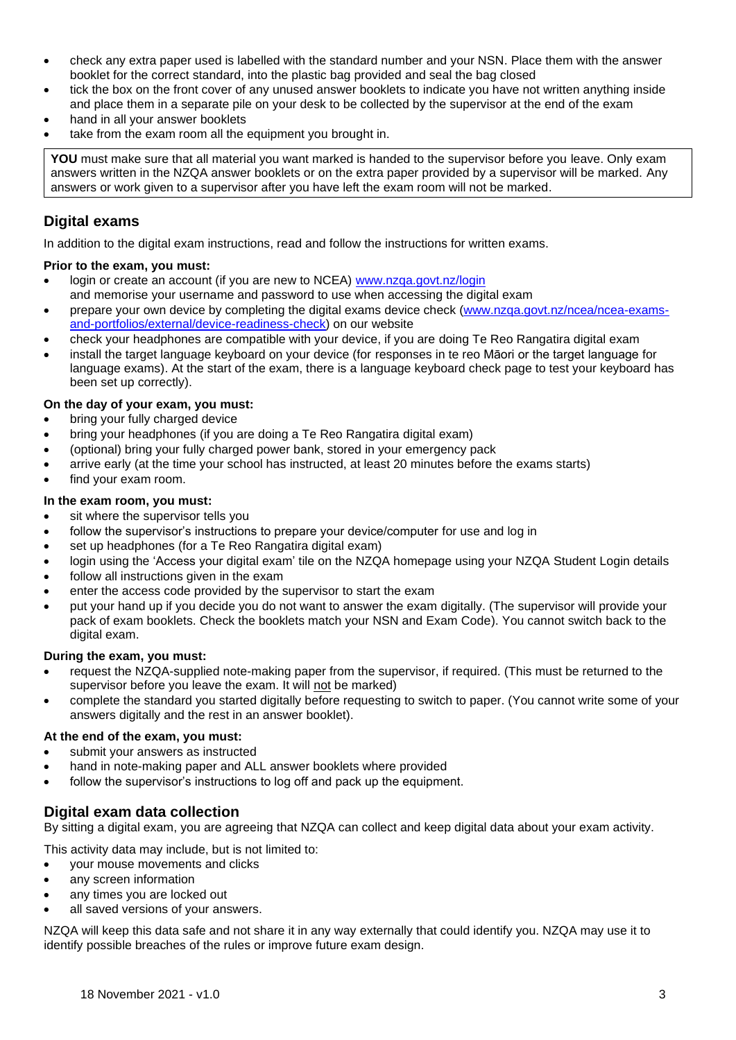- check any extra paper used is labelled with the standard number and your NSN. Place them with the answer booklet for the correct standard, into the plastic bag provided and seal the bag closed
- tick the box on the front cover of any unused answer booklets to indicate you have not written anything inside and place them in a separate pile on your desk to be collected by the supervisor at the end of the exam
- hand in all your answer booklets
- take from the exam room all the equipment you brought in.

> **YOU** must make sure that all material you want marked is handed to the supervisor before you leave. Only exam answers written in the NZQA answer booklets or on the extra paper provided by a supervisor will be marked. Any answers or work given to a supervisor after you have left the exam room will not be marked.

## Digital exams

In addition to the digital exam instructions, read and follow the instructions for written exams.

**Prior to the exam, you must:**

- login or create an account (if you are new to NCEA) www.nzqa.govt.nz/login and memorise your username and password to use when accessing the digital exam
- prepare your own device by completing the digital exams device check (www.nzqa.govt.nz/ncea/ncea-exams-and-portfolios/external/device-readiness-check) on our website
- check your headphones are compatible with your device, if you are doing Te Reo Rangatira digital exam
- install the target language keyboard on your device (for responses in te reo Māori or the target language for language exams). At the start of the exam, there is a language keyboard check page to test your keyboard has been set up correctly).

**On the day of your exam, you must:**

- bring your fully charged device
- bring your headphones (if you are doing a Te Reo Rangatira digital exam)
- (optional) bring your fully charged power bank, stored in your emergency pack
- arrive early (at the time your school has instructed, at least 20 minutes before the exams starts)
- find your exam room.

**In the exam room, you must:**

- sit where the supervisor tells you
- follow the supervisor's instructions to prepare your device/computer for use and log in
- set up headphones (for a Te Reo Rangatira digital exam)
- login using the 'Access your digital exam' tile on the NZQA homepage using your NZQA Student Login details
- follow all instructions given in the exam
- enter the access code provided by the supervisor to start the exam
- put your hand up if you decide you do not want to answer the exam digitally. (The supervisor will provide your pack of exam booklets. Check the booklets match your NSN and Exam Code). You cannot switch back to the digital exam.

**During the exam, you must:**

- request the NZQA-supplied note-making paper from the supervisor, if required. (This must be returned to the supervisor before you leave the exam. It will not be marked)
- complete the standard you started digitally before requesting to switch to paper. (You cannot write some of your answers digitally and the rest in an answer booklet).

**At the end of the exam, you must:**

- submit your answers as instructed
- hand in note-making paper and ALL answer booklets where provided
- follow the supervisor's instructions to log off and pack up the equipment.

## Digital exam data collection

By sitting a digital exam, you are agreeing that NZQA can collect and keep digital data about your exam activity.

This activity data may include, but is not limited to:

- your mouse movements and clicks
- any screen information
- any times you are locked out
- all saved versions of your answers.

NZQA will keep this data safe and not share it in any way externally that could identify you. NZQA may use it to identify possible breaches of the rules or improve future exam design.

18 November 2021 - v1.0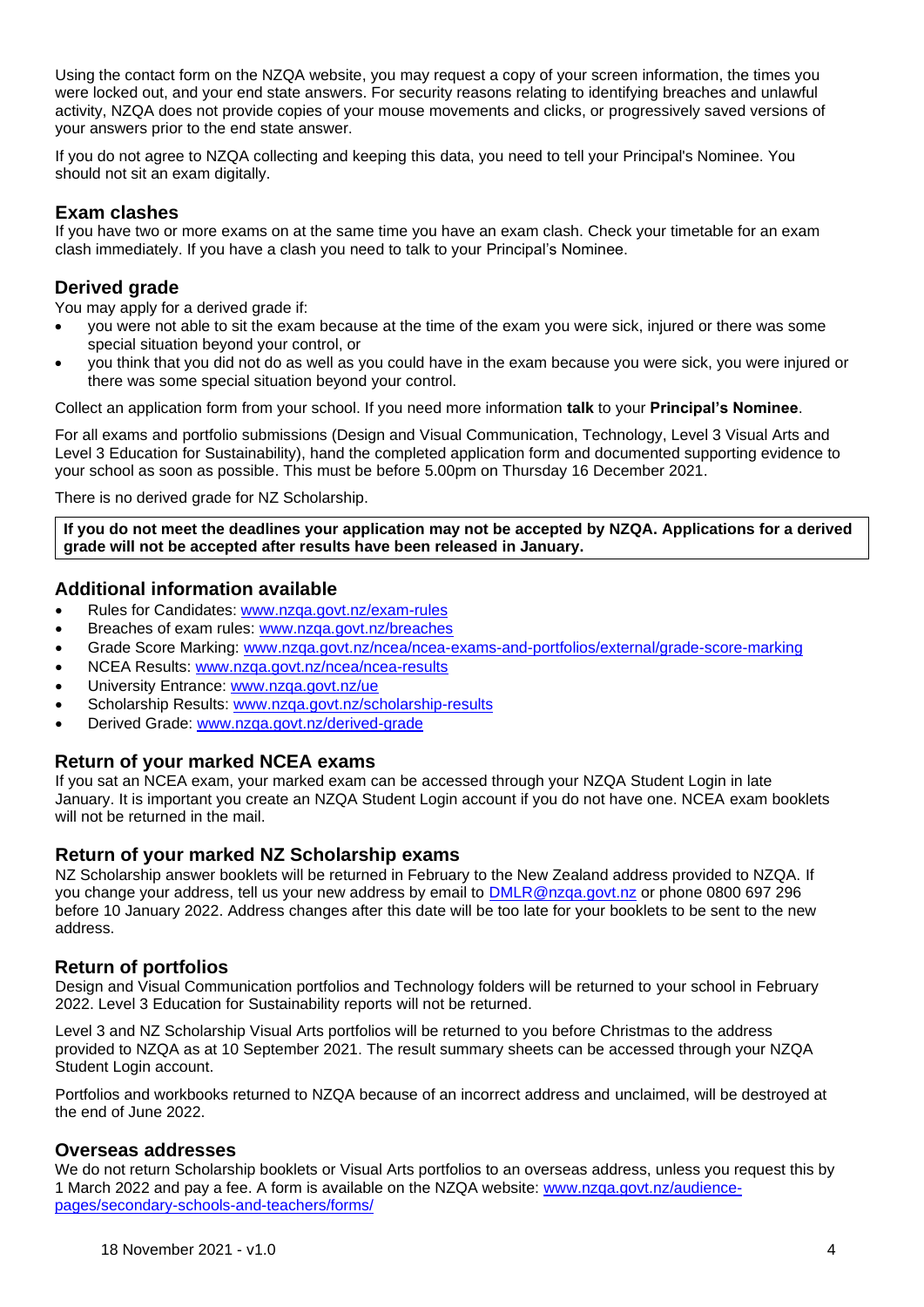Using the contact form on the NZQA website, you may request a copy of your screen information, the times you were locked out, and your end state answers. For security reasons relating to identifying breaches and unlawful activity, NZQA does not provide copies of your mouse movements and clicks, or progressively saved versions of your answers prior to the end state answer.

If you do not agree to NZQA collecting and keeping this data, you need to tell your Principal's Nominee. You should not sit an exam digitally.

## Exam clashes

If you have two or more exams on at the same time you have an exam clash. Check your timetable for an exam clash immediately. If you have a clash you need to talk to your Principal's Nominee.

## Derived grade

You may apply for a derived grade if:

- you were not able to sit the exam because at the time of the exam you were sick, injured or there was some special situation beyond your control, or
- you think that you did not do as well as you could have in the exam because you were sick, you were injured or there was some special situation beyond your control.

Collect an application form from your school. If you need more information **talk** to your **Principal's Nominee**.

For all exams and portfolio submissions (Design and Visual Communication, Technology, Level 3 Visual Arts and Level 3 Education for Sustainability), hand the completed application form and documented supporting evidence to your school as soon as possible. This must be before 5.00pm on Thursday 16 December 2021.

There is no derived grade for NZ Scholarship.

**If you do not meet the deadlines your application may not be accepted by NZQA. Applications for a derived grade will not be accepted after results have been released in January.**

## Additional information available

- Rules for Candidates: www.nzqa.govt.nz/exam-rules
- Breaches of exam rules: www.nzqa.govt.nz/breaches
- Grade Score Marking: www.nzqa.govt.nz/ncea/ncea-exams-and-portfolios/external/grade-score-marking
- NCEA Results: www.nzqa.govt.nz/ncea/ncea-results
- University Entrance: www.nzqa.govt.nz/ue
- Scholarship Results: www.nzqa.govt.nz/scholarship-results
- Derived Grade: www.nzqa.govt.nz/derived-grade

## Return of your marked NCEA exams

If you sat an NCEA exam, your marked exam can be accessed through your NZQA Student Login in late January. It is important you create an NZQA Student Login account if you do not have one. NCEA exam booklets will not be returned in the mail.

## Return of your marked NZ Scholarship exams

NZ Scholarship answer booklets will be returned in February to the New Zealand address provided to NZQA. If you change your address, tell us your new address by email to DMLR@nzqa.govt.nz or phone 0800 697 296 before 10 January 2022. Address changes after this date will be too late for your booklets to be sent to the new address.

## Return of portfolios

Design and Visual Communication portfolios and Technology folders will be returned to your school in February 2022. Level 3 Education for Sustainability reports will not be returned.

Level 3 and NZ Scholarship Visual Arts portfolios will be returned to you before Christmas to the address provided to NZQA as at 10 September 2021. The result summary sheets can be accessed through your NZQA Student Login account.

Portfolios and workbooks returned to NZQA because of an incorrect address and unclaimed, will be destroyed at the end of June 2022.

## Overseas addresses

We do not return Scholarship booklets or Visual Arts portfolios to an overseas address, unless you request this by 1 March 2022 and pay a fee. A form is available on the NZQA website: www.nzqa.govt.nz/audience-pages/secondary-schools-and-teachers/forms/